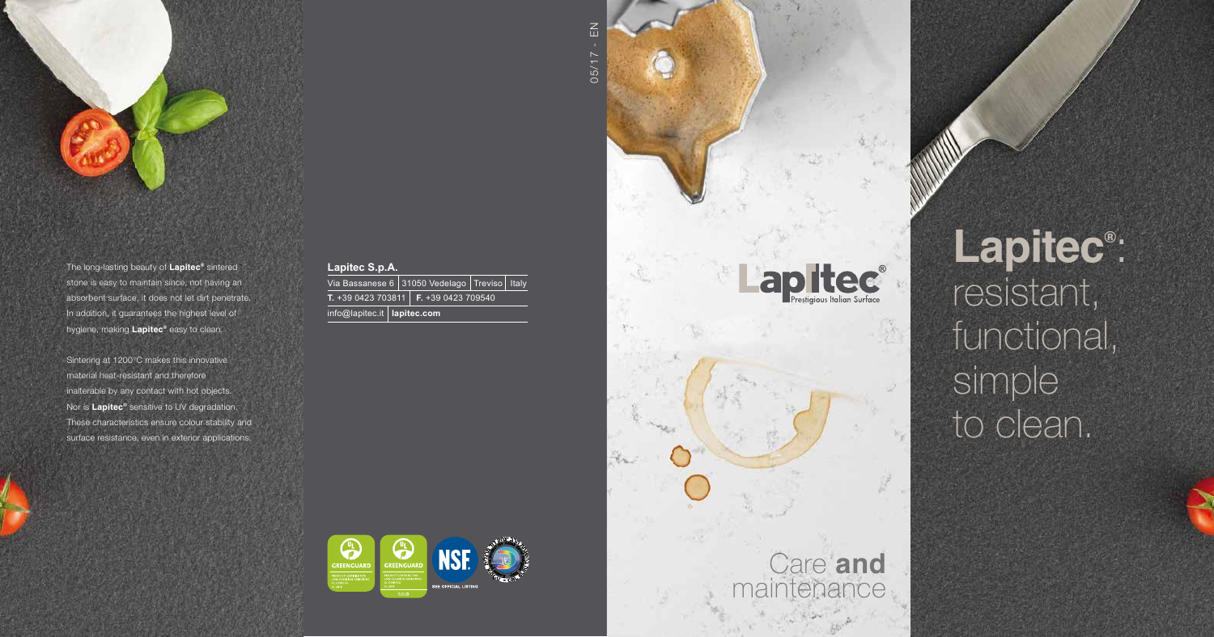The long-lasting beauty of **Lapitec®** sintered stone is easy to maintain since, not having an absorbent surface, it does not let dirt penetrate. In addition, it guarantees the highest level of hygiene, making **Lapitec®** easy to clean.

Sintering at 1200°C makes this innovative material heat-resistant and therefore inalterable by any contact with hot objects. Nor is **Lapitec®** sensitive to UV degradation. These characteristics ensure colour stability and surface resistance, even in exterior applications.

**Lapitec S.p.A.**

Via Bassanese 6 | 31050 Vedelago | Treviso | Italy

**T.** +39 0423 703811 | **F.** +39 0423 709540

info@lapitec.it | **lapitec.com**

GREENGUARD · GREENGUARD GOLD · NSF SEE OFFICIAL LISTING

05/17 - EN

Lapitec®
Prestigious Italian Surface

Care **and** maintenance

# **Lapitec®**: resistant, functional, simple to clean.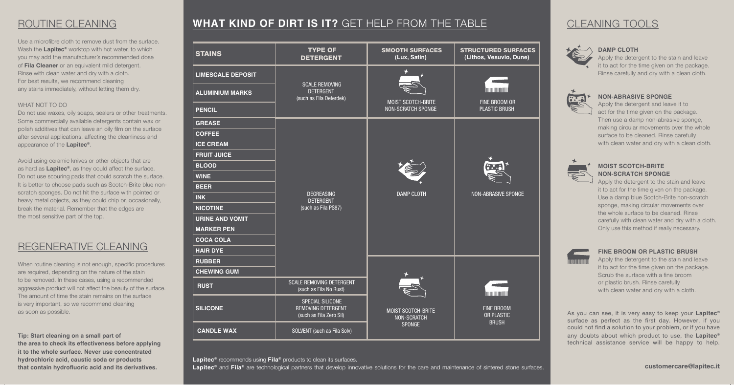## ROUTINE CLEANING

Use a microfibre cloth to remove dust from the surface. Wash the **Lapitec®** worktop with hot water, to which you may add the manufacturer's recommended dose of **Fila Cleaner** or an equivalent mild detergent. Rinse with clean water and dry with a cloth. For best results, we recommend cleaning any stains immediately, without letting them dry.

WHAT NOT TO DO

Do not use waxes, oily soaps, sealers or other treatments. Some commercially available detergents contain wax or polish additives that can leave an oily film on the surface after several applications, affecting the cleanliness and appearance of the **Lapitec®**.

Avoid using ceramic knives or other objects that are as hard as **Lapitec®**, as they could affect the surface. Do not use scouring pads that could scratch the surface. It is better to choose pads such as Scotch-Brite blue non-scratch sponges. Do not hit the surface with pointed or heavy metal objects, as they could chip or, occasionally, break the material. Remember that the edges are the most sensitive part of the top.

## REGENERATIVE CLEANING

When routine cleaning is not enough, specific procedures are required, depending on the nature of the stain to be removed. In these cases, using a recommended aggressive product will not affect the beauty of the surface. The amount of time the stain remains on the surface is very important, so we recommend cleaning as soon as possible.

**Tip: Start cleaning on a small part of the area to check its effectiveness before applying it to the whole surface. Never use concentrated hydrochloric acid, caustic soda or products that contain hydrofluoric acid and its derivatives.**

## WHAT KIND OF DIRT IS IT? GET HELP FROM THE TABLE

| STAINS | TYPE OF DETERGENT | SMOOTH SURFACES (Lux, Satin) | STRUCTURED SURFACES (Lithos, Vesuvio, Dune) |
|---|---|---|---|
| LIMESCALE DEPOSIT | SCALE REMOVING DETERGENT (such as Fila Deterdek) | MOIST SCOTCH-BRITE NON-SCRATCH SPONGE | FINE BROOM OR PLASTIC BRUSH |
| ALUMINIUM MARKS | | | |
| PENCIL | | | |
| GREASE | DEGREASING DETERGENT (such as Fila PS87) | DAMP CLOTH | NON-ABRASIVE SPONGE |
| COFFEE | | | |
| ICE CREAM | | | |
| FRUIT JUICE | | | |
| BLOOD | | | |
| WINE | | | |
| BEER | | | |
| INK | | | |
| NICOTINE | | | |
| URINE AND VOMIT | | | |
| MARKER PEN | | | |
| COCA COLA | | | |
| HAIR DYE | | | |
| RUBBER | | MOIST SCOTCH-BRITE NON-SCRATCH SPONGE | FINE BROOM OR PLASTIC BRUSH |
| CHEWING GUM | | | |
| RUST | SCALE REMOVING DETERGENT (such as Fila No Rust) | | |
| SILICONE | SPECIAL SILICONE REMOVING DETERGENT (such as Fila Zero Sil) | | |
| CANDLE WAX | SOLVENT (such as Fila Solv) | | |

**Lapitec®** recommends using **Fila®** products to clean its surfaces.
**Lapitec®** and **Fila®** are technological partners that develop innovative solutions for the care and maintenance of sintered stone surfaces.

## CLEANING TOOLS

**DAMP CLOTH**
Apply the detergent to the stain and leave it to act for the time given on the package. Rinse carefully and dry with a clean cloth.

**NON-ABRASIVE SPONGE**
Apply the detergent and leave it to act for the time given on the package. Then use a damp non-abrasive sponge, making circular movements over the whole surface to be cleaned. Rinse carefully with clean water and dry with a clean cloth.

**MOIST SCOTCH-BRITE NON-SCRATCH SPONGE**
Apply the detergent to the stain and leave it to act for the time given on the package. Use a damp blue Scotch-Brite non-scratch sponge, making circular movements over the whole surface to be cleaned. Rinse carefully with clean water and dry with a cloth. Only use this method if really necessary.

**FINE BROOM OR PLASTIC BRUSH**
Apply the detergent to the stain and leave it to act for the time given on the package. Scrub the surface with a fine broom or plastic brush. Rinse carefully with clean water and dry with a cloth.

As you can see, it is very easy to keep your **Lapitec®** surface as perfect as the first day. However, if you could not find a solution to your problem, or if you have any doubts about which product to use, the **Lapitec®** technical assistance service will be happy to help.

**customercare@lapitec.it**